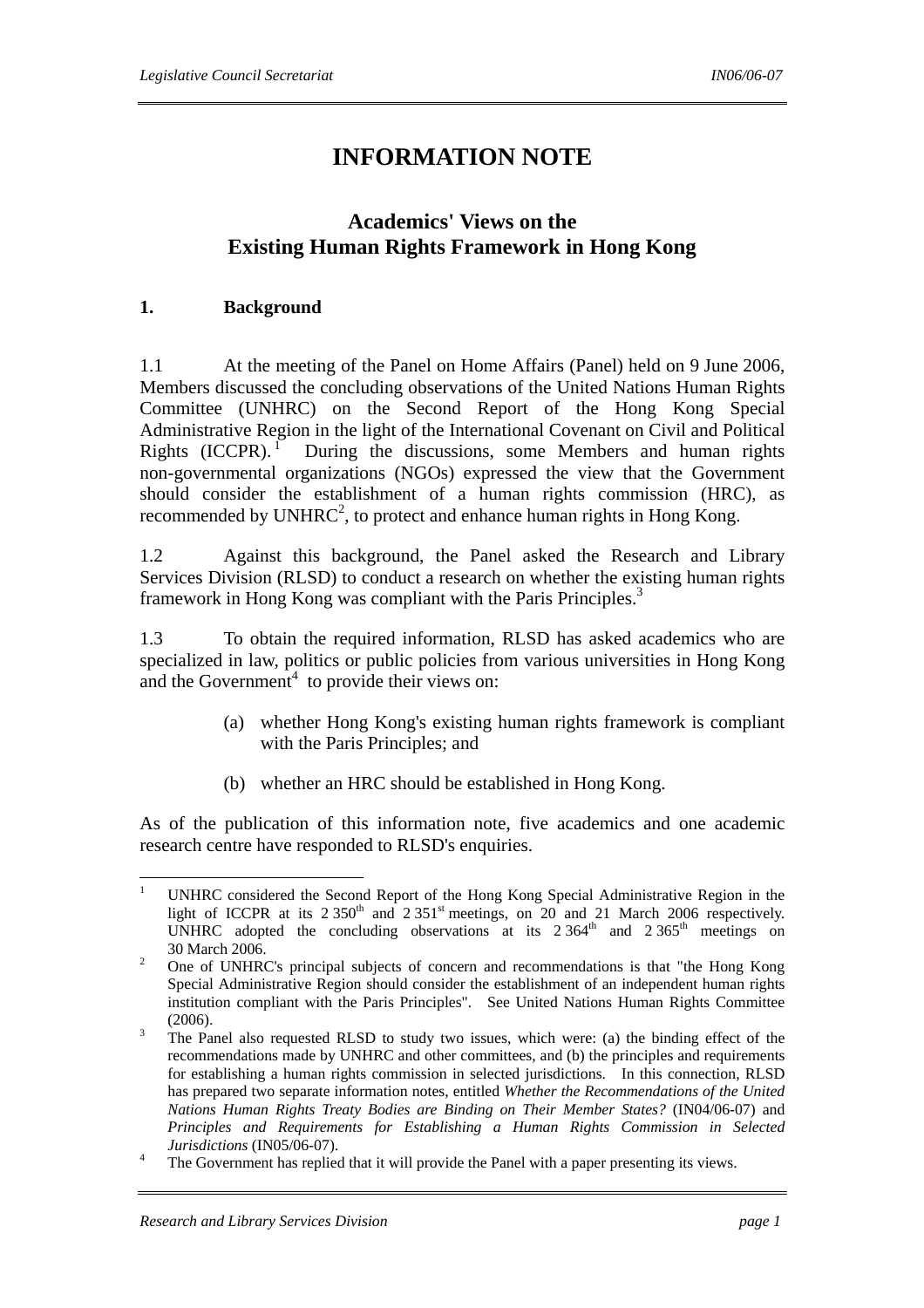# INFORMATION NOTE

## Academics' Views on the Existing Human Rights Framework in Hong Kong

### 1. Background

1.1 At the meeting of the Panel on Home Affairs (Panel) held on 9 June 2006, Members discussed the concluding observations of the United Nations Human Rights Committee (UNHRC) on the Second Report of the Hong Kong Special Administrative Region in the light of the International Covenant on Civil and Political Rights (ICCPR).[1] During the discussions, some Members and human rights non-governmental organizations (NGOs) expressed the view that the Government should consider the establishment of a human rights commission (HRC), as recommended by UNHRC[2], to protect and enhance human rights in Hong Kong.

1.2 Against this background, the Panel asked the Research and Library Services Division (RLSD) to conduct a research on whether the existing human rights framework in Hong Kong was compliant with the Paris Principles.[3]

1.3 To obtain the required information, RLSD has asked academics who are specialized in law, politics or public policies from various universities in Hong Kong and the Government[4] to provide their views on:

(a) whether Hong Kong's existing human rights framework is compliant with the Paris Principles; and

(b) whether an HRC should be established in Hong Kong.

As of the publication of this information note, five academics and one academic research centre have responded to RLSD's enquiries.

---

[1] UNHRC considered the Second Report of the Hong Kong Special Administrative Region in the light of ICCPR at its 2 350th and 2 351st meetings, on 20 and 21 March 2006 respectively. UNHRC adopted the concluding observations at its 2 364th and 2 365th meetings on 30 March 2006.

[2] One of UNHRC's principal subjects of concern and recommendations is that "the Hong Kong Special Administrative Region should consider the establishment of an independent human rights institution compliant with the Paris Principles". See United Nations Human Rights Committee (2006).

[3] The Panel also requested RLSD to study two issues, which were: (a) the binding effect of the recommendations made by UNHRC and other committees, and (b) the principles and requirements for establishing a human rights commission in selected jurisdictions. In this connection, RLSD has prepared two separate information notes, entitled *Whether the Recommendations of the United Nations Human Rights Treaty Bodies are Binding on Their Member States?* (IN04/06-07) and *Principles and Requirements for Establishing a Human Rights Commission in Selected Jurisdictions* (IN05/06-07).

[4] The Government has replied that it will provide the Panel with a paper presenting its views.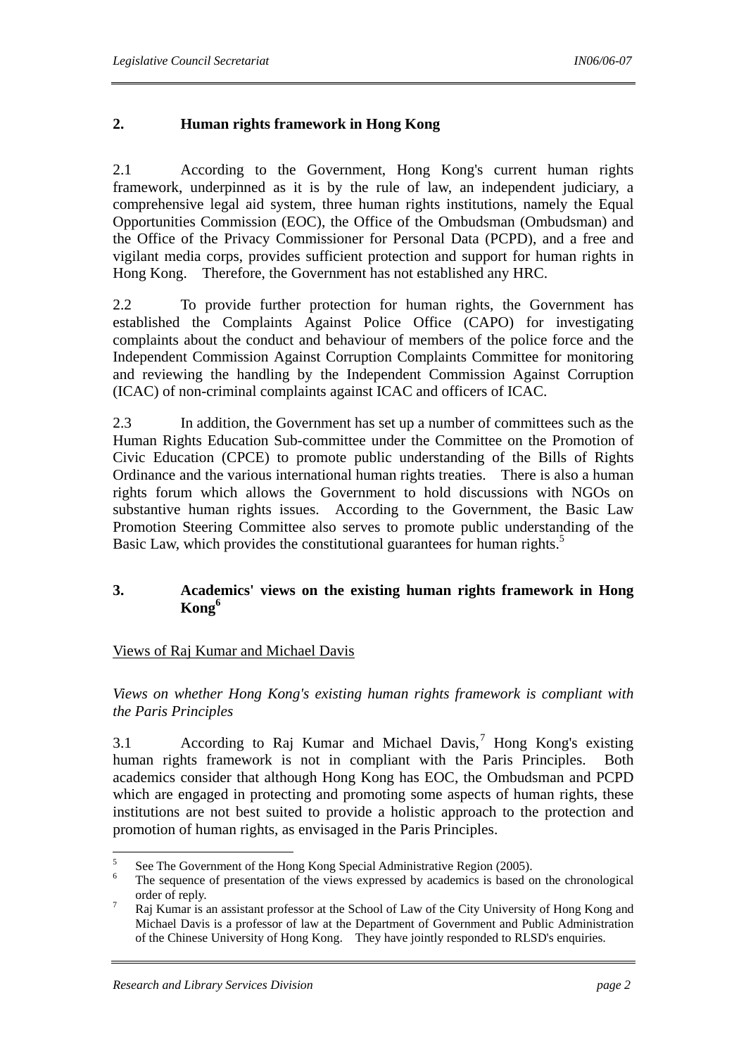## 2. Human rights framework in Hong Kong

2.1 According to the Government, Hong Kong's current human rights framework, underpinned as it is by the rule of law, an independent judiciary, a comprehensive legal aid system, three human rights institutions, namely the Equal Opportunities Commission (EOC), the Office of the Ombudsman (Ombudsman) and the Office of the Privacy Commissioner for Personal Data (PCPD), and a free and vigilant media corps, provides sufficient protection and support for human rights in Hong Kong. Therefore, the Government has not established any HRC.

2.2 To provide further protection for human rights, the Government has established the Complaints Against Police Office (CAPO) for investigating complaints about the conduct and behaviour of members of the police force and the Independent Commission Against Corruption Complaints Committee for monitoring and reviewing the handling by the Independent Commission Against Corruption (ICAC) of non-criminal complaints against ICAC and officers of ICAC.

2.3 In addition, the Government has set up a number of committees such as the Human Rights Education Sub-committee under the Committee on the Promotion of Civic Education (CPCE) to promote public understanding of the Bills of Rights Ordinance and the various international human rights treaties. There is also a human rights forum which allows the Government to hold discussions with NGOs on substantive human rights issues. According to the Government, the Basic Law Promotion Steering Committee also serves to promote public understanding of the Basic Law, which provides the constitutional guarantees for human rights.[5]

## 3. Academics' views on the existing human rights framework in Hong Kong[6]

Views of Raj Kumar and Michael Davis

*Views on whether Hong Kong's existing human rights framework is compliant with the Paris Principles*

3.1 According to Raj Kumar and Michael Davis,[7] Hong Kong's existing human rights framework is not in compliant with the Paris Principles. Both academics consider that although Hong Kong has EOC, the Ombudsman and PCPD which are engaged in protecting and promoting some aspects of human rights, these institutions are not best suited to provide a holistic approach to the protection and promotion of human rights, as envisaged in the Paris Principles.

---

[5] See The Government of the Hong Kong Special Administrative Region (2005).

[6] The sequence of presentation of the views expressed by academics is based on the chronological order of reply.

[7] Raj Kumar is an assistant professor at the School of Law of the City University of Hong Kong and Michael Davis is a professor of law at the Department of Government and Public Administration of the Chinese University of Hong Kong. They have jointly responded to RLSD's enquiries.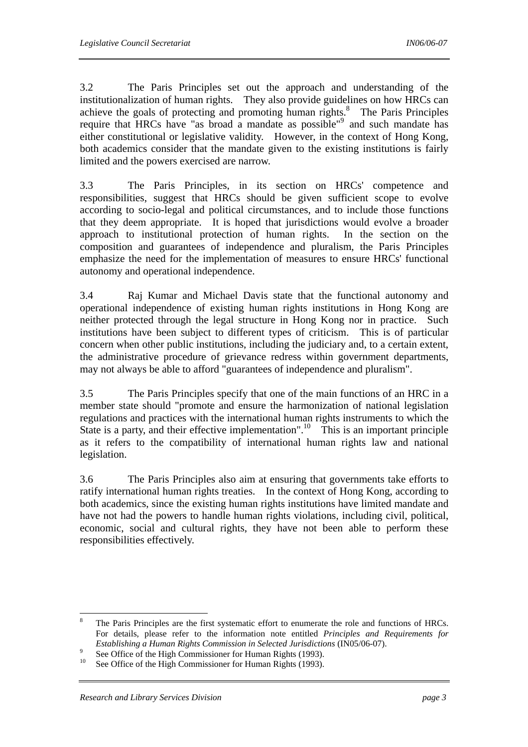3.2 The Paris Principles set out the approach and understanding of the institutionalization of human rights. They also provide guidelines on how HRCs can achieve the goals of protecting and promoting human rights.[8] The Paris Principles require that HRCs have "as broad a mandate as possible"[9] and such mandate has either constitutional or legislative validity. However, in the context of Hong Kong, both academics consider that the mandate given to the existing institutions is fairly limited and the powers exercised are narrow.

3.3 The Paris Principles, in its section on HRCs' competence and responsibilities, suggest that HRCs should be given sufficient scope to evolve according to socio-legal and political circumstances, and to include those functions that they deem appropriate. It is hoped that jurisdictions would evolve a broader approach to institutional protection of human rights. In the section on the composition and guarantees of independence and pluralism, the Paris Principles emphasize the need for the implementation of measures to ensure HRCs' functional autonomy and operational independence.

3.4 Raj Kumar and Michael Davis state that the functional autonomy and operational independence of existing human rights institutions in Hong Kong are neither protected through the legal structure in Hong Kong nor in practice. Such institutions have been subject to different types of criticism. This is of particular concern when other public institutions, including the judiciary and, to a certain extent, the administrative procedure of grievance redress within government departments, may not always be able to afford "guarantees of independence and pluralism".

3.5 The Paris Principles specify that one of the main functions of an HRC in a member state should "promote and ensure the harmonization of national legislation regulations and practices with the international human rights instruments to which the State is a party, and their effective implementation".[10] This is an important principle as it refers to the compatibility of international human rights law and national legislation.

3.6 The Paris Principles also aim at ensuring that governments take efforts to ratify international human rights treaties. In the context of Hong Kong, according to both academics, since the existing human rights institutions have limited mandate and have not had the powers to handle human rights violations, including civil, political, economic, social and cultural rights, they have not been able to perform these responsibilities effectively.

---

[8] The Paris Principles are the first systematic effort to enumerate the role and functions of HRCs. For details, please refer to the information note entitled *Principles and Requirements for Establishing a Human Rights Commission in Selected Jurisdictions* (IN05/06-07).

[9] See Office of the High Commissioner for Human Rights (1993).

[10] See Office of the High Commissioner for Human Rights (1993).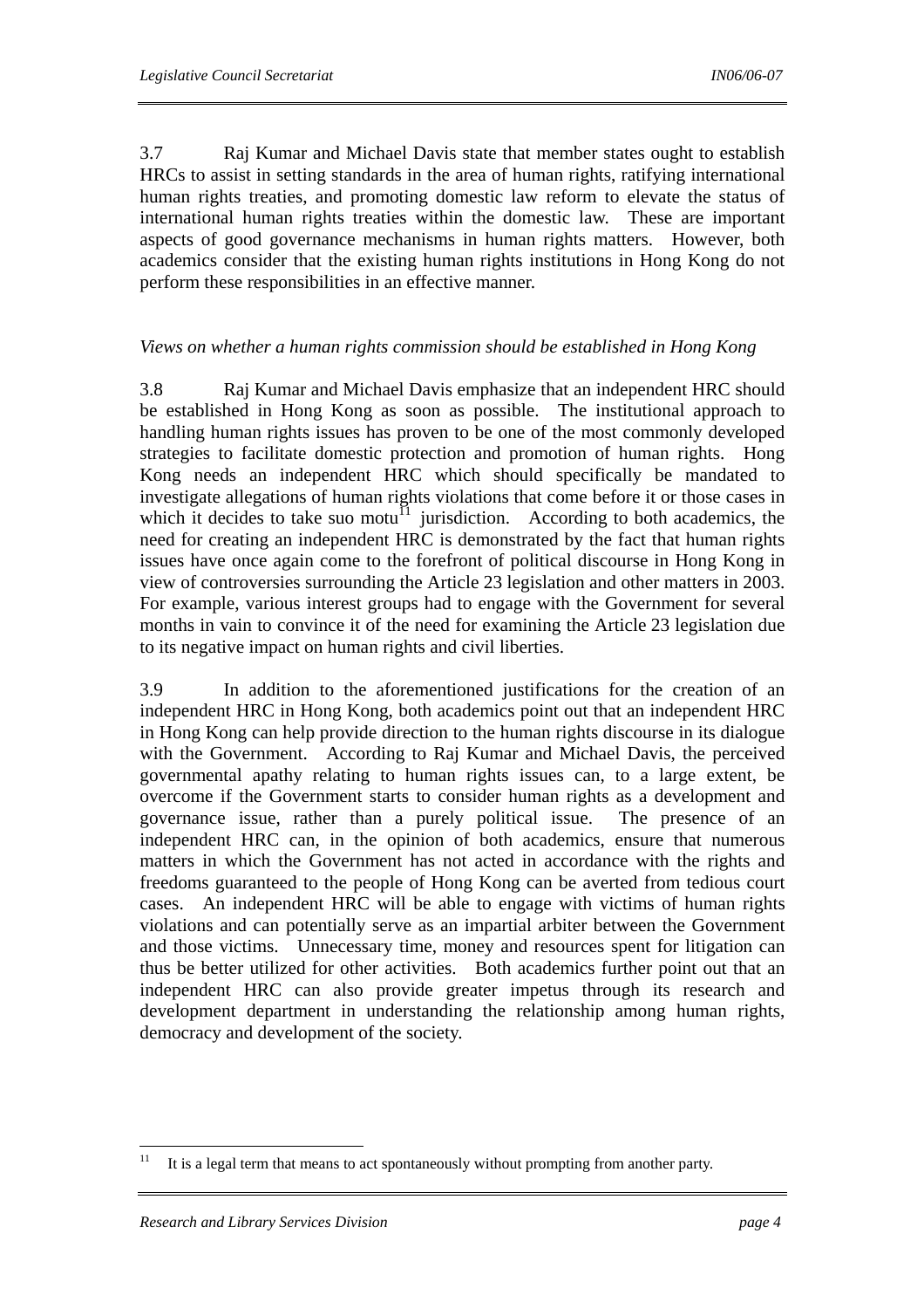3.7 Raj Kumar and Michael Davis state that member states ought to establish HRCs to assist in setting standards in the area of human rights, ratifying international human rights treaties, and promoting domestic law reform to elevate the status of international human rights treaties within the domestic law. These are important aspects of good governance mechanisms in human rights matters. However, both academics consider that the existing human rights institutions in Hong Kong do not perform these responsibilities in an effective manner.

*Views on whether a human rights commission should be established in Hong Kong*

3.8 Raj Kumar and Michael Davis emphasize that an independent HRC should be established in Hong Kong as soon as possible. The institutional approach to handling human rights issues has proven to be one of the most commonly developed strategies to facilitate domestic protection and promotion of human rights. Hong Kong needs an independent HRC which should specifically be mandated to investigate allegations of human rights violations that come before it or those cases in which it decides to take suo motu[11] jurisdiction. According to both academics, the need for creating an independent HRC is demonstrated by the fact that human rights issues have once again come to the forefront of political discourse in Hong Kong in view of controversies surrounding the Article 23 legislation and other matters in 2003. For example, various interest groups had to engage with the Government for several months in vain to convince it of the need for examining the Article 23 legislation due to its negative impact on human rights and civil liberties.

3.9 In addition to the aforementioned justifications for the creation of an independent HRC in Hong Kong, both academics point out that an independent HRC in Hong Kong can help provide direction to the human rights discourse in its dialogue with the Government. According to Raj Kumar and Michael Davis, the perceived governmental apathy relating to human rights issues can, to a large extent, be overcome if the Government starts to consider human rights as a development and governance issue, rather than a purely political issue. The presence of an independent HRC can, in the opinion of both academics, ensure that numerous matters in which the Government has not acted in accordance with the rights and freedoms guaranteed to the people of Hong Kong can be averted from tedious court cases. An independent HRC will be able to engage with victims of human rights violations and can potentially serve as an impartial arbiter between the Government and those victims. Unnecessary time, money and resources spent for litigation can thus be better utilized for other activities. Both academics further point out that an independent HRC can also provide greater impetus through its research and development department in understanding the relationship among human rights, democracy and development of the society.

[11] It is a legal term that means to act spontaneously without prompting from another party.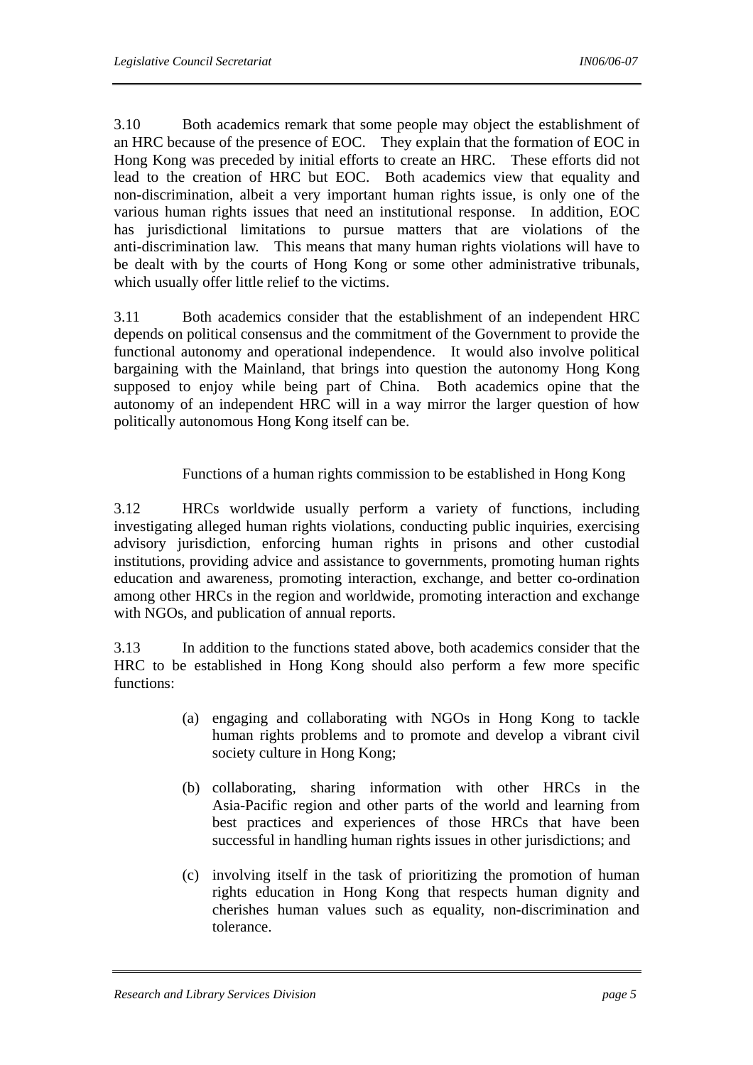3.10 Both academics remark that some people may object the establishment of an HRC because of the presence of EOC. They explain that the formation of EOC in Hong Kong was preceded by initial efforts to create an HRC. These efforts did not lead to the creation of HRC but EOC. Both academics view that equality and non-discrimination, albeit a very important human rights issue, is only one of the various human rights issues that need an institutional response. In addition, EOC has jurisdictional limitations to pursue matters that are violations of the anti-discrimination law. This means that many human rights violations will have to be dealt with by the courts of Hong Kong or some other administrative tribunals, which usually offer little relief to the victims.

3.11 Both academics consider that the establishment of an independent HRC depends on political consensus and the commitment of the Government to provide the functional autonomy and operational independence. It would also involve political bargaining with the Mainland, that brings into question the autonomy Hong Kong supposed to enjoy while being part of China. Both academics opine that the autonomy of an independent HRC will in a way mirror the larger question of how politically autonomous Hong Kong itself can be.

### Functions of a human rights commission to be established in Hong Kong

3.12 HRCs worldwide usually perform a variety of functions, including investigating alleged human rights violations, conducting public inquiries, exercising advisory jurisdiction, enforcing human rights in prisons and other custodial institutions, providing advice and assistance to governments, promoting human rights education and awareness, promoting interaction, exchange, and better co-ordination among other HRCs in the region and worldwide, promoting interaction and exchange with NGOs, and publication of annual reports.

3.13 In addition to the functions stated above, both academics consider that the HRC to be established in Hong Kong should also perform a few more specific functions:

(a) engaging and collaborating with NGOs in Hong Kong to tackle human rights problems and to promote and develop a vibrant civil society culture in Hong Kong;

(b) collaborating, sharing information with other HRCs in the Asia-Pacific region and other parts of the world and learning from best practices and experiences of those HRCs that have been successful in handling human rights issues in other jurisdictions; and

(c) involving itself in the task of prioritizing the promotion of human rights education in Hong Kong that respects human dignity and cherishes human values such as equality, non-discrimination and tolerance.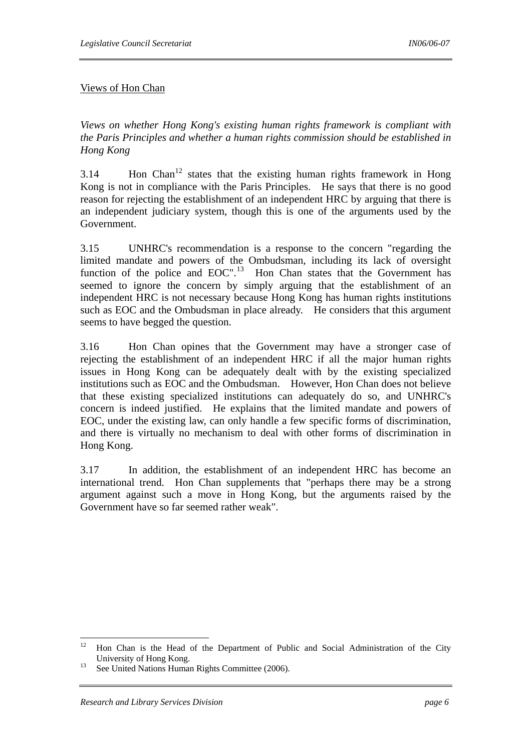Views of Hon Chan

*Views on whether Hong Kong's existing human rights framework is compliant with the Paris Principles and whether a human rights commission should be established in Hong Kong*

3.14 Hon Chan[12] states that the existing human rights framework in Hong Kong is not in compliance with the Paris Principles. He says that there is no good reason for rejecting the establishment of an independent HRC by arguing that there is an independent judiciary system, though this is one of the arguments used by the Government.

3.15 UNHRC's recommendation is a response to the concern "regarding the limited mandate and powers of the Ombudsman, including its lack of oversight function of the police and EOC".[13] Hon Chan states that the Government has seemed to ignore the concern by simply arguing that the establishment of an independent HRC is not necessary because Hong Kong has human rights institutions such as EOC and the Ombudsman in place already. He considers that this argument seems to have begged the question.

3.16 Hon Chan opines that the Government may have a stronger case of rejecting the establishment of an independent HRC if all the major human rights issues in Hong Kong can be adequately dealt with by the existing specialized institutions such as EOC and the Ombudsman. However, Hon Chan does not believe that these existing specialized institutions can adequately do so, and UNHRC's concern is indeed justified. He explains that the limited mandate and powers of EOC, under the existing law, can only handle a few specific forms of discrimination, and there is virtually no mechanism to deal with other forms of discrimination in Hong Kong.

3.17 In addition, the establishment of an independent HRC has become an international trend. Hon Chan supplements that "perhaps there may be a strong argument against such a move in Hong Kong, but the arguments raised by the Government have so far seemed rather weak".

---

[12] Hon Chan is the Head of the Department of Public and Social Administration of the City University of Hong Kong.

[13] See United Nations Human Rights Committee (2006).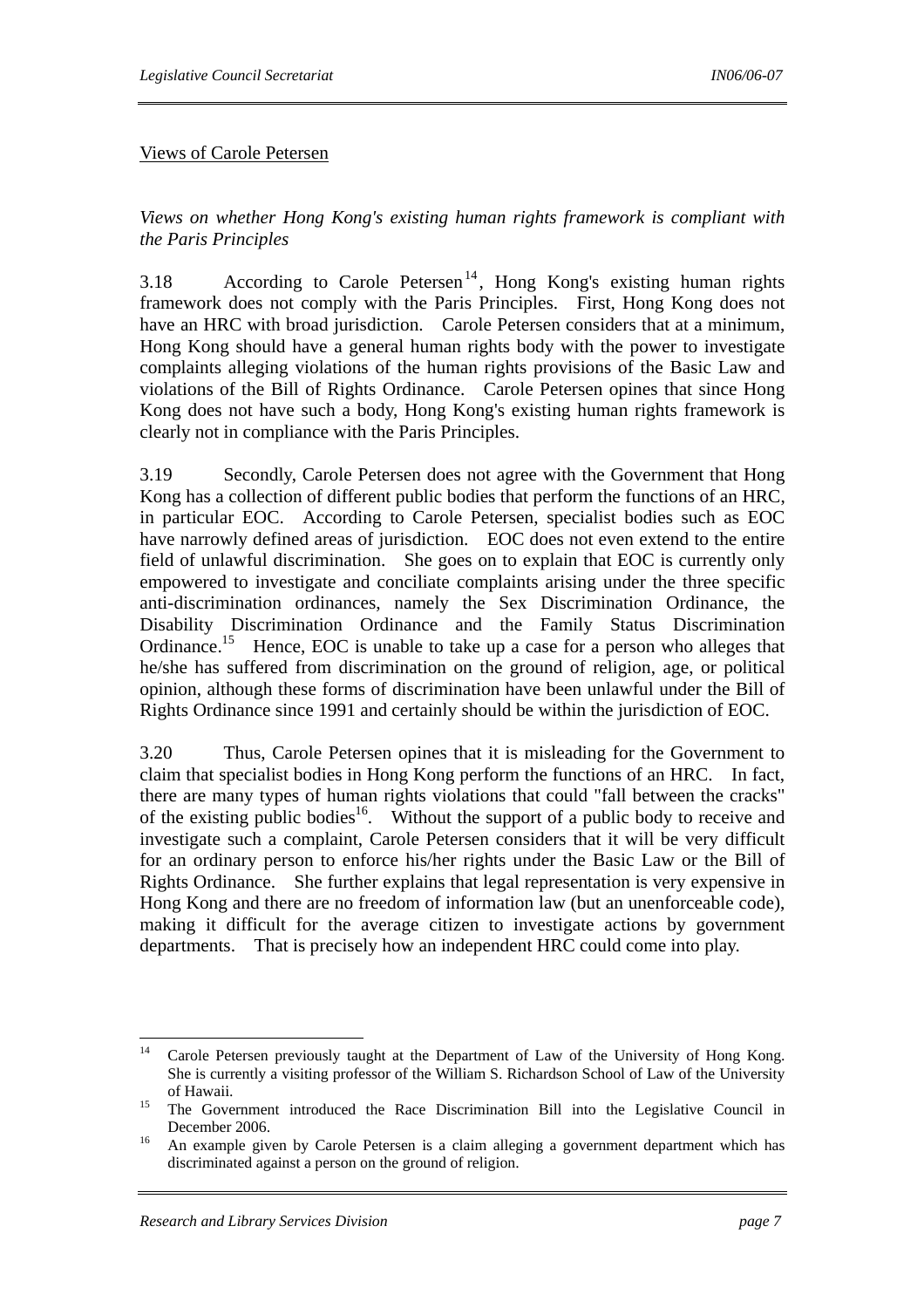Views of Carole Petersen

*Views on whether Hong Kong's existing human rights framework is compliant with the Paris Principles*

3.18 According to Carole Petersen[14], Hong Kong's existing human rights framework does not comply with the Paris Principles. First, Hong Kong does not have an HRC with broad jurisdiction. Carole Petersen considers that at a minimum, Hong Kong should have a general human rights body with the power to investigate complaints alleging violations of the human rights provisions of the Basic Law and violations of the Bill of Rights Ordinance. Carole Petersen opines that since Hong Kong does not have such a body, Hong Kong's existing human rights framework is clearly not in compliance with the Paris Principles.

3.19 Secondly, Carole Petersen does not agree with the Government that Hong Kong has a collection of different public bodies that perform the functions of an HRC, in particular EOC. According to Carole Petersen, specialist bodies such as EOC have narrowly defined areas of jurisdiction. EOC does not even extend to the entire field of unlawful discrimination. She goes on to explain that EOC is currently only empowered to investigate and conciliate complaints arising under the three specific anti-discrimination ordinances, namely the Sex Discrimination Ordinance, the Disability Discrimination Ordinance and the Family Status Discrimination Ordinance.[15] Hence, EOC is unable to take up a case for a person who alleges that he/she has suffered from discrimination on the ground of religion, age, or political opinion, although these forms of discrimination have been unlawful under the Bill of Rights Ordinance since 1991 and certainly should be within the jurisdiction of EOC.

3.20 Thus, Carole Petersen opines that it is misleading for the Government to claim that specialist bodies in Hong Kong perform the functions of an HRC. In fact, there are many types of human rights violations that could "fall between the cracks" of the existing public bodies[16]. Without the support of a public body to receive and investigate such a complaint, Carole Petersen considers that it will be very difficult for an ordinary person to enforce his/her rights under the Basic Law or the Bill of Rights Ordinance. She further explains that legal representation is very expensive in Hong Kong and there are no freedom of information law (but an unenforceable code), making it difficult for the average citizen to investigate actions by government departments. That is precisely how an independent HRC could come into play.

---

[14] Carole Petersen previously taught at the Department of Law of the University of Hong Kong. She is currently a visiting professor of the William S. Richardson School of Law of the University of Hawaii.

[15] The Government introduced the Race Discrimination Bill into the Legislative Council in December 2006.

[16] An example given by Carole Petersen is a claim alleging a government department which has discriminated against a person on the ground of religion.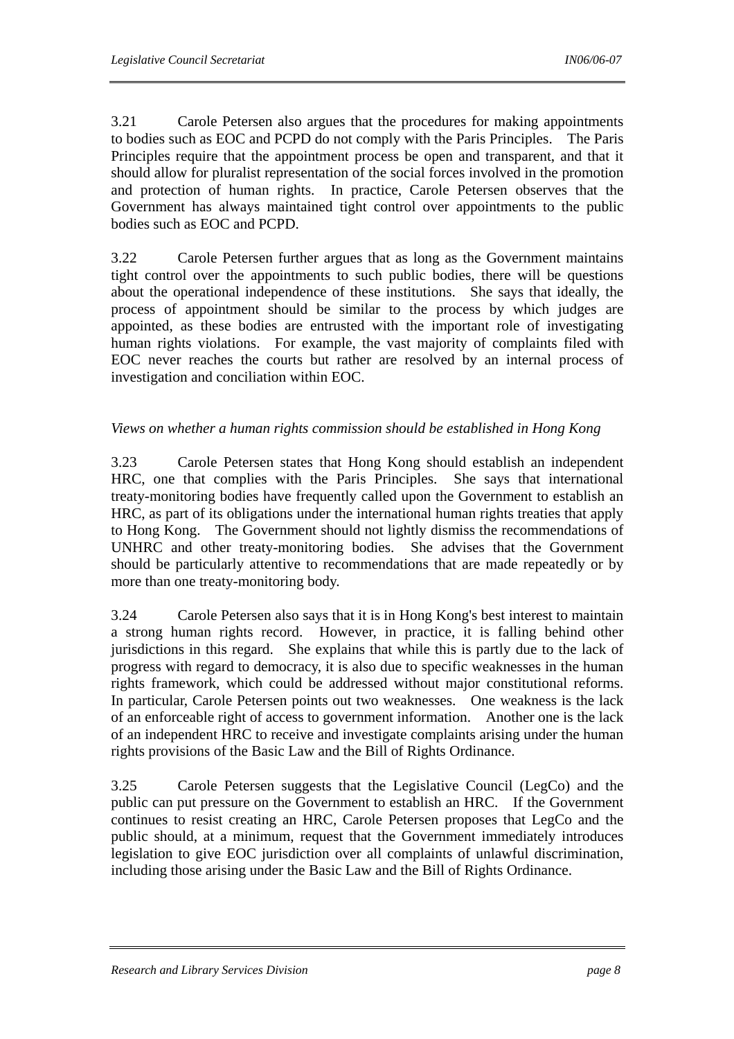3.21 Carole Petersen also argues that the procedures for making appointments to bodies such as EOC and PCPD do not comply with the Paris Principles. The Paris Principles require that the appointment process be open and transparent, and that it should allow for pluralist representation of the social forces involved in the promotion and protection of human rights. In practice, Carole Petersen observes that the Government has always maintained tight control over appointments to the public bodies such as EOC and PCPD.

3.22 Carole Petersen further argues that as long as the Government maintains tight control over the appointments to such public bodies, there will be questions about the operational independence of these institutions. She says that ideally, the process of appointment should be similar to the process by which judges are appointed, as these bodies are entrusted with the important role of investigating human rights violations. For example, the vast majority of complaints filed with EOC never reaches the courts but rather are resolved by an internal process of investigation and conciliation within EOC.

*Views on whether a human rights commission should be established in Hong Kong*

3.23 Carole Petersen states that Hong Kong should establish an independent HRC, one that complies with the Paris Principles. She says that international treaty-monitoring bodies have frequently called upon the Government to establish an HRC, as part of its obligations under the international human rights treaties that apply to Hong Kong. The Government should not lightly dismiss the recommendations of UNHRC and other treaty-monitoring bodies. She advises that the Government should be particularly attentive to recommendations that are made repeatedly or by more than one treaty-monitoring body.

3.24 Carole Petersen also says that it is in Hong Kong's best interest to maintain a strong human rights record. However, in practice, it is falling behind other jurisdictions in this regard. She explains that while this is partly due to the lack of progress with regard to democracy, it is also due to specific weaknesses in the human rights framework, which could be addressed without major constitutional reforms. In particular, Carole Petersen points out two weaknesses. One weakness is the lack of an enforceable right of access to government information. Another one is the lack of an independent HRC to receive and investigate complaints arising under the human rights provisions of the Basic Law and the Bill of Rights Ordinance.

3.25 Carole Petersen suggests that the Legislative Council (LegCo) and the public can put pressure on the Government to establish an HRC. If the Government continues to resist creating an HRC, Carole Petersen proposes that LegCo and the public should, at a minimum, request that the Government immediately introduces legislation to give EOC jurisdiction over all complaints of unlawful discrimination, including those arising under the Basic Law and the Bill of Rights Ordinance.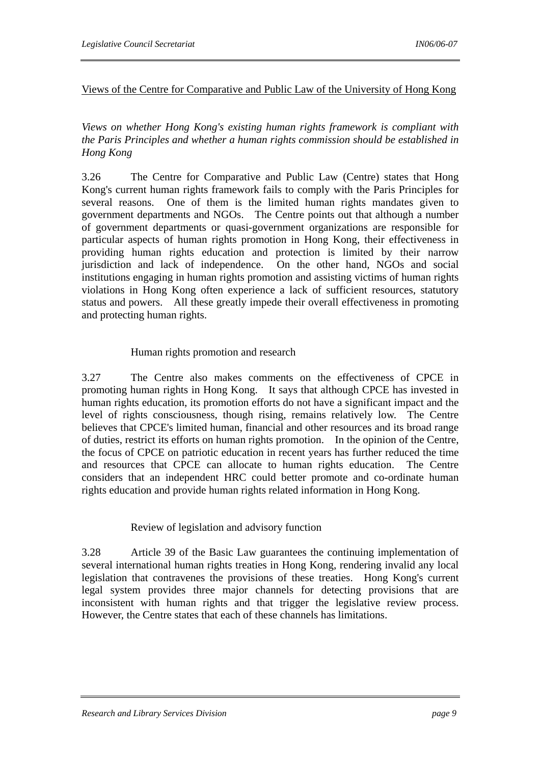Views of the Centre for Comparative and Public Law of the University of Hong Kong

*Views on whether Hong Kong's existing human rights framework is compliant with the Paris Principles and whether a human rights commission should be established in Hong Kong*

3.26 The Centre for Comparative and Public Law (Centre) states that Hong Kong's current human rights framework fails to comply with the Paris Principles for several reasons. One of them is the limited human rights mandates given to government departments and NGOs. The Centre points out that although a number of government departments or quasi-government organizations are responsible for particular aspects of human rights promotion in Hong Kong, their effectiveness in providing human rights education and protection is limited by their narrow jurisdiction and lack of independence. On the other hand, NGOs and social institutions engaging in human rights promotion and assisting victims of human rights violations in Hong Kong often experience a lack of sufficient resources, statutory status and powers. All these greatly impede their overall effectiveness in promoting and protecting human rights.

Human rights promotion and research

3.27 The Centre also makes comments on the effectiveness of CPCE in promoting human rights in Hong Kong. It says that although CPCE has invested in human rights education, its promotion efforts do not have a significant impact and the level of rights consciousness, though rising, remains relatively low. The Centre believes that CPCE's limited human, financial and other resources and its broad range of duties, restrict its efforts on human rights promotion. In the opinion of the Centre, the focus of CPCE on patriotic education in recent years has further reduced the time and resources that CPCE can allocate to human rights education. The Centre considers that an independent HRC could better promote and co-ordinate human rights education and provide human rights related information in Hong Kong.

Review of legislation and advisory function

3.28 Article 39 of the Basic Law guarantees the continuing implementation of several international human rights treaties in Hong Kong, rendering invalid any local legislation that contravenes the provisions of these treaties. Hong Kong's current legal system provides three major channels for detecting provisions that are inconsistent with human rights and that trigger the legislative review process. However, the Centre states that each of these channels has limitations.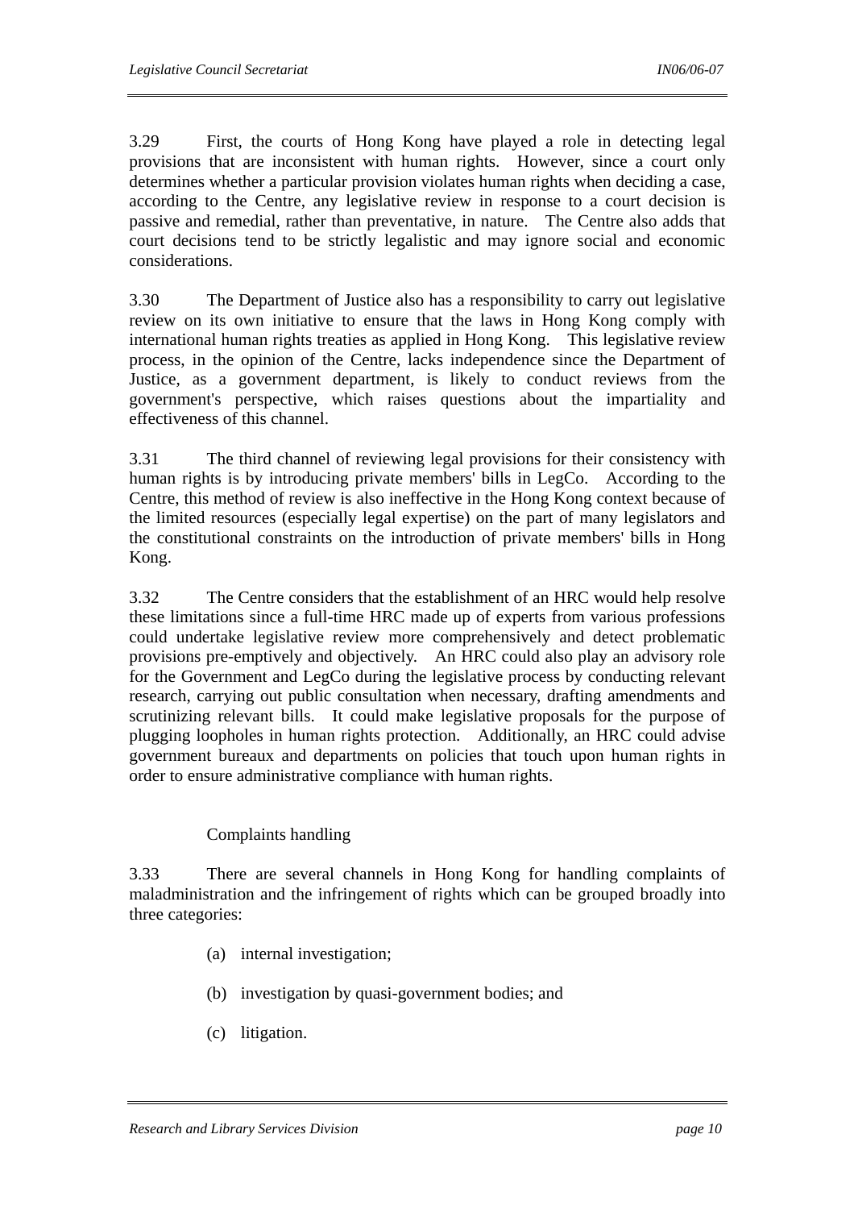3.29 First, the courts of Hong Kong have played a role in detecting legal provisions that are inconsistent with human rights. However, since a court only determines whether a particular provision violates human rights when deciding a case, according to the Centre, any legislative review in response to a court decision is passive and remedial, rather than preventative, in nature. The Centre also adds that court decisions tend to be strictly legalistic and may ignore social and economic considerations.

3.30 The Department of Justice also has a responsibility to carry out legislative review on its own initiative to ensure that the laws in Hong Kong comply with international human rights treaties as applied in Hong Kong. This legislative review process, in the opinion of the Centre, lacks independence since the Department of Justice, as a government department, is likely to conduct reviews from the government's perspective, which raises questions about the impartiality and effectiveness of this channel.

3.31 The third channel of reviewing legal provisions for their consistency with human rights is by introducing private members' bills in LegCo. According to the Centre, this method of review is also ineffective in the Hong Kong context because of the limited resources (especially legal expertise) on the part of many legislators and the constitutional constraints on the introduction of private members' bills in Hong Kong.

3.32 The Centre considers that the establishment of an HRC would help resolve these limitations since a full-time HRC made up of experts from various professions could undertake legislative review more comprehensively and detect problematic provisions pre-emptively and objectively. An HRC could also play an advisory role for the Government and LegCo during the legislative process by conducting relevant research, carrying out public consultation when necessary, drafting amendments and scrutinizing relevant bills. It could make legislative proposals for the purpose of plugging loopholes in human rights protection. Additionally, an HRC could advise government bureaux and departments on policies that touch upon human rights in order to ensure administrative compliance with human rights.

Complaints handling

3.33 There are several channels in Hong Kong for handling complaints of maladministration and the infringement of rights which can be grouped broadly into three categories:

(a) internal investigation;

(b) investigation by quasi-government bodies; and

(c) litigation.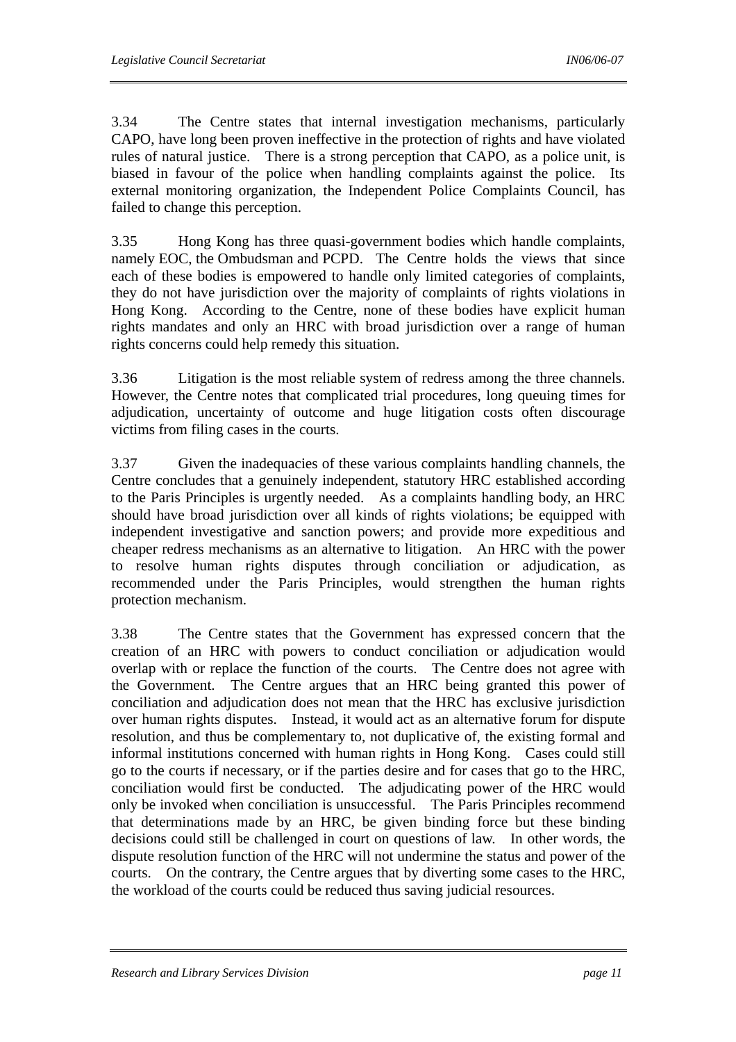3.34 The Centre states that internal investigation mechanisms, particularly CAPO, have long been proven ineffective in the protection of rights and have violated rules of natural justice. There is a strong perception that CAPO, as a police unit, is biased in favour of the police when handling complaints against the police. Its external monitoring organization, the Independent Police Complaints Council, has failed to change this perception.

3.35 Hong Kong has three quasi-government bodies which handle complaints, namely EOC, the Ombudsman and PCPD. The Centre holds the views that since each of these bodies is empowered to handle only limited categories of complaints, they do not have jurisdiction over the majority of complaints of rights violations in Hong Kong. According to the Centre, none of these bodies have explicit human rights mandates and only an HRC with broad jurisdiction over a range of human rights concerns could help remedy this situation.

3.36 Litigation is the most reliable system of redress among the three channels. However, the Centre notes that complicated trial procedures, long queuing times for adjudication, uncertainty of outcome and huge litigation costs often discourage victims from filing cases in the courts.

3.37 Given the inadequacies of these various complaints handling channels, the Centre concludes that a genuinely independent, statutory HRC established according to the Paris Principles is urgently needed. As a complaints handling body, an HRC should have broad jurisdiction over all kinds of rights violations; be equipped with independent investigative and sanction powers; and provide more expeditious and cheaper redress mechanisms as an alternative to litigation. An HRC with the power to resolve human rights disputes through conciliation or adjudication, as recommended under the Paris Principles, would strengthen the human rights protection mechanism.

3.38 The Centre states that the Government has expressed concern that the creation of an HRC with powers to conduct conciliation or adjudication would overlap with or replace the function of the courts. The Centre does not agree with the Government. The Centre argues that an HRC being granted this power of conciliation and adjudication does not mean that the HRC has exclusive jurisdiction over human rights disputes. Instead, it would act as an alternative forum for dispute resolution, and thus be complementary to, not duplicative of, the existing formal and informal institutions concerned with human rights in Hong Kong. Cases could still go to the courts if necessary, or if the parties desire and for cases that go to the HRC, conciliation would first be conducted. The adjudicating power of the HRC would only be invoked when conciliation is unsuccessful. The Paris Principles recommend that determinations made by an HRC, be given binding force but these binding decisions could still be challenged in court on questions of law. In other words, the dispute resolution function of the HRC will not undermine the status and power of the courts. On the contrary, the Centre argues that by diverting some cases to the HRC, the workload of the courts could be reduced thus saving judicial resources.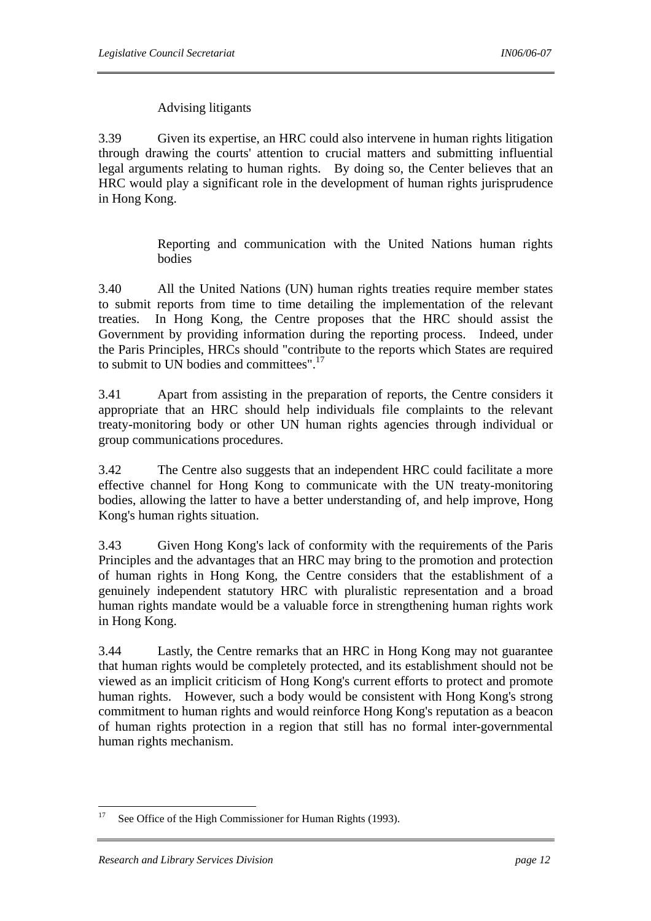Advising litigants

3.39 Given its expertise, an HRC could also intervene in human rights litigation through drawing the courts' attention to crucial matters and submitting influential legal arguments relating to human rights. By doing so, the Center believes that an HRC would play a significant role in the development of human rights jurisprudence in Hong Kong.

Reporting and communication with the United Nations human rights bodies

3.40 All the United Nations (UN) human rights treaties require member states to submit reports from time to time detailing the implementation of the relevant treaties. In Hong Kong, the Centre proposes that the HRC should assist the Government by providing information during the reporting process. Indeed, under the Paris Principles, HRCs should "contribute to the reports which States are required to submit to UN bodies and committees".[17]

3.41 Apart from assisting in the preparation of reports, the Centre considers it appropriate that an HRC should help individuals file complaints to the relevant treaty-monitoring body or other UN human rights agencies through individual or group communications procedures.

3.42 The Centre also suggests that an independent HRC could facilitate a more effective channel for Hong Kong to communicate with the UN treaty-monitoring bodies, allowing the latter to have a better understanding of, and help improve, Hong Kong's human rights situation.

3.43 Given Hong Kong's lack of conformity with the requirements of the Paris Principles and the advantages that an HRC may bring to the promotion and protection of human rights in Hong Kong, the Centre considers that the establishment of a genuinely independent statutory HRC with pluralistic representation and a broad human rights mandate would be a valuable force in strengthening human rights work in Hong Kong.

3.44 Lastly, the Centre remarks that an HRC in Hong Kong may not guarantee that human rights would be completely protected, and its establishment should not be viewed as an implicit criticism of Hong Kong's current efforts to protect and promote human rights. However, such a body would be consistent with Hong Kong's strong commitment to human rights and would reinforce Hong Kong's reputation as a beacon of human rights protection in a region that still has no formal inter-governmental human rights mechanism.

---

[17] See Office of the High Commissioner for Human Rights (1993).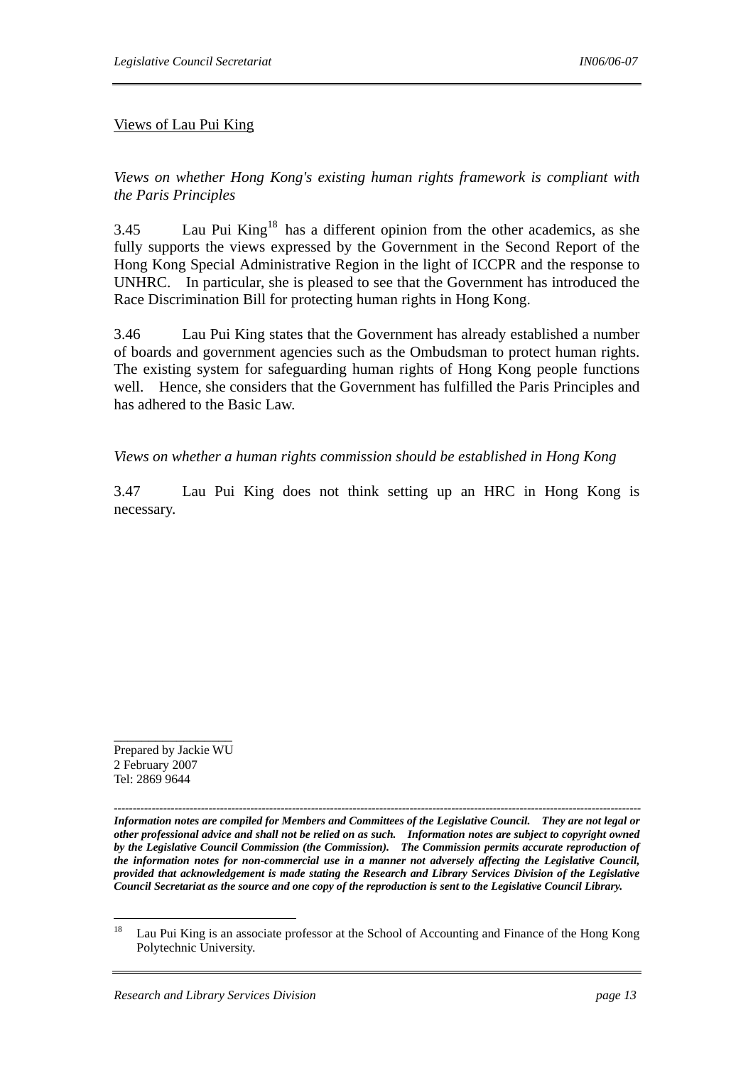Views of Lau Pui King

*Views on whether Hong Kong's existing human rights framework is compliant with the Paris Principles*

3.45 Lau Pui King[18] has a different opinion from the other academics, as she fully supports the views expressed by the Government in the Second Report of the Hong Kong Special Administrative Region in the light of ICCPR and the response to UNHRC. In particular, she is pleased to see that the Government has introduced the Race Discrimination Bill for protecting human rights in Hong Kong.

3.46 Lau Pui King states that the Government has already established a number of boards and government agencies such as the Ombudsman to protect human rights. The existing system for safeguarding human rights of Hong Kong people functions well. Hence, she considers that the Government has fulfilled the Paris Principles and has adhered to the Basic Law.

*Views on whether a human rights commission should be established in Hong Kong*

3.47 Lau Pui King does not think setting up an HRC in Hong Kong is necessary.

---

Prepared by Jackie WU
2 February 2007
Tel: 2869 9644

---

***Information notes are compiled for Members and Committees of the Legislative Council. They are not legal or other professional advice and shall not be relied on as such. Information notes are subject to copyright owned by the Legislative Council Commission (the Commission). The Commission permits accurate reproduction of the information notes for non-commercial use in a manner not adversely affecting the Legislative Council, provided that acknowledgement is made stating the Research and Library Services Division of the Legislative Council Secretariat as the source and one copy of the reproduction is sent to the Legislative Council Library.***

[18] Lau Pui King is an associate professor at the School of Accounting and Finance of the Hong Kong Polytechnic University.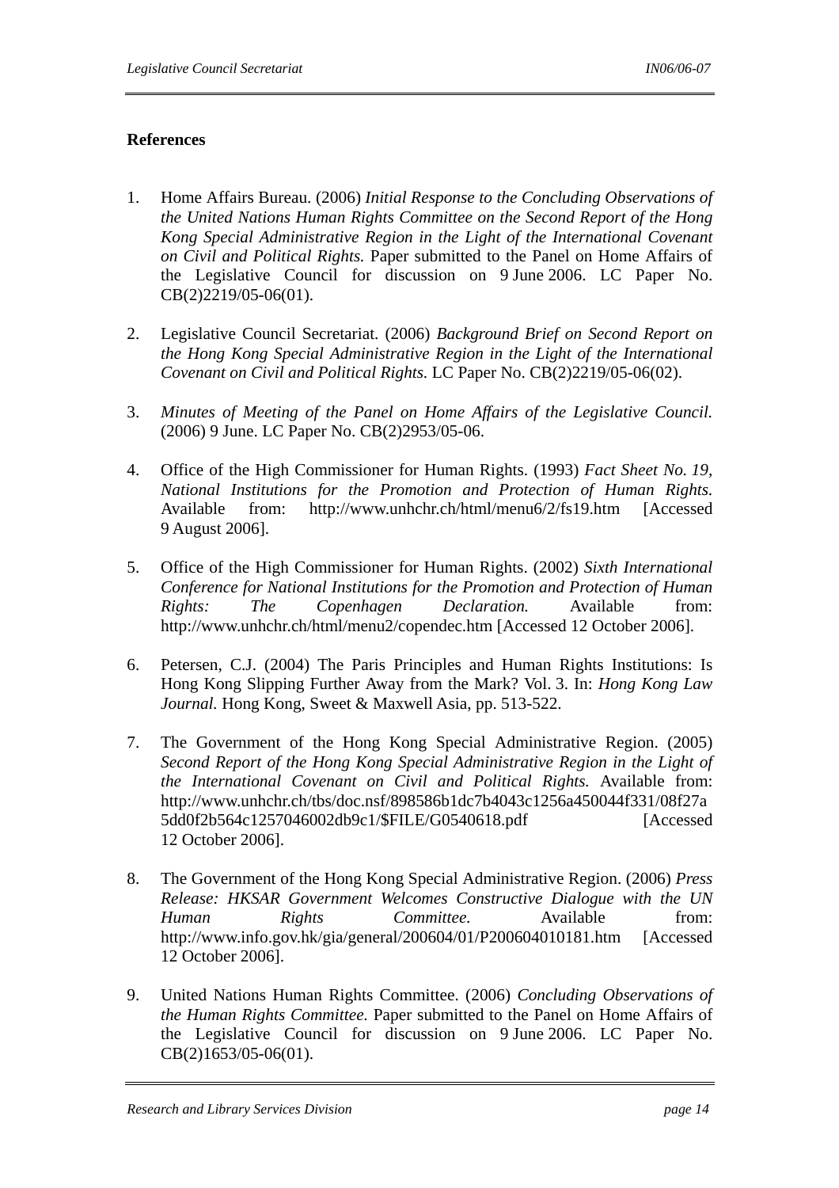**References**

1. Home Affairs Bureau. (2006) *Initial Response to the Concluding Observations of the United Nations Human Rights Committee on the Second Report of the Hong Kong Special Administrative Region in the Light of the International Covenant on Civil and Political Rights.* Paper submitted to the Panel on Home Affairs of the Legislative Council for discussion on 9 June 2006. LC Paper No. CB(2)2219/05-06(01).

2. Legislative Council Secretariat. (2006) *Background Brief on Second Report on the Hong Kong Special Administrative Region in the Light of the International Covenant on Civil and Political Rights.* LC Paper No. CB(2)2219/05-06(02).

3. *Minutes of Meeting of the Panel on Home Affairs of the Legislative Council.* (2006) 9 June. LC Paper No. CB(2)2953/05-06.

4. Office of the High Commissioner for Human Rights. (1993) *Fact Sheet No. 19, National Institutions for the Promotion and Protection of Human Rights.* Available from: http://www.unhchr.ch/html/menu6/2/fs19.htm [Accessed 9 August 2006].

5. Office of the High Commissioner for Human Rights. (2002) *Sixth International Conference for National Institutions for the Promotion and Protection of Human Rights: The Copenhagen Declaration.* Available from: http://www.unhchr.ch/html/menu2/copendec.htm [Accessed 12 October 2006].

6. Petersen, C.J. (2004) The Paris Principles and Human Rights Institutions: Is Hong Kong Slipping Further Away from the Mark? Vol. 3. In: *Hong Kong Law Journal.* Hong Kong, Sweet & Maxwell Asia, pp. 513-522.

7. The Government of the Hong Kong Special Administrative Region. (2005) *Second Report of the Hong Kong Special Administrative Region in the Light of the International Covenant on Civil and Political Rights.* Available from: http://www.unhchr.ch/tbs/doc.nsf/898586b1dc7b4043c1256a450044f331/08f27a5dd0f2b564c1257046002db9c1/$FILE/G0540618.pdf [Accessed 12 October 2006].

8. The Government of the Hong Kong Special Administrative Region. (2006) *Press Release: HKSAR Government Welcomes Constructive Dialogue with the UN Human Rights Committee.* Available from: http://www.info.gov.hk/gia/general/200604/01/P200604010181.htm [Accessed 12 October 2006].

9. United Nations Human Rights Committee. (2006) *Concluding Observations of the Human Rights Committee.* Paper submitted to the Panel on Home Affairs of the Legislative Council for discussion on 9 June 2006. LC Paper No. CB(2)1653/05-06(01).